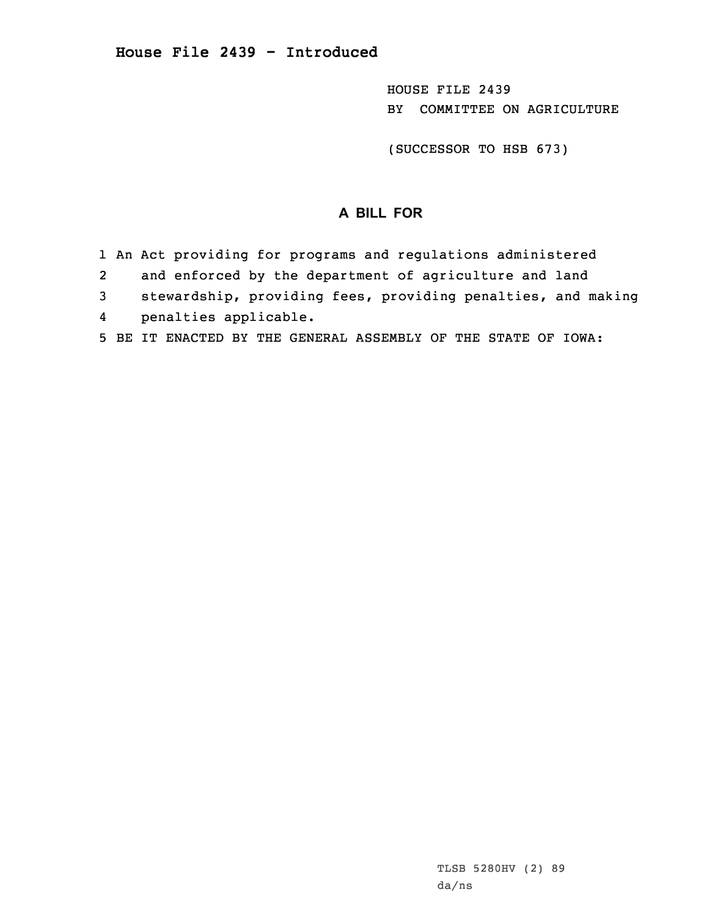# House File 2439 - Introduced

HOUSE FILE 2439
BY COMMITTEE ON AGRICULTURE

(SUCCESSOR TO HSB 673)

## A BILL FOR

1 An Act providing for programs and regulations administered
2 and enforced by the department of agriculture and land
3 stewardship, providing fees, providing penalties, and making
4 penalties applicable.
5 BE IT ENACTED BY THE GENERAL ASSEMBLY OF THE STATE OF IOWA:

TLSB 5280HV (2) 89
da/ns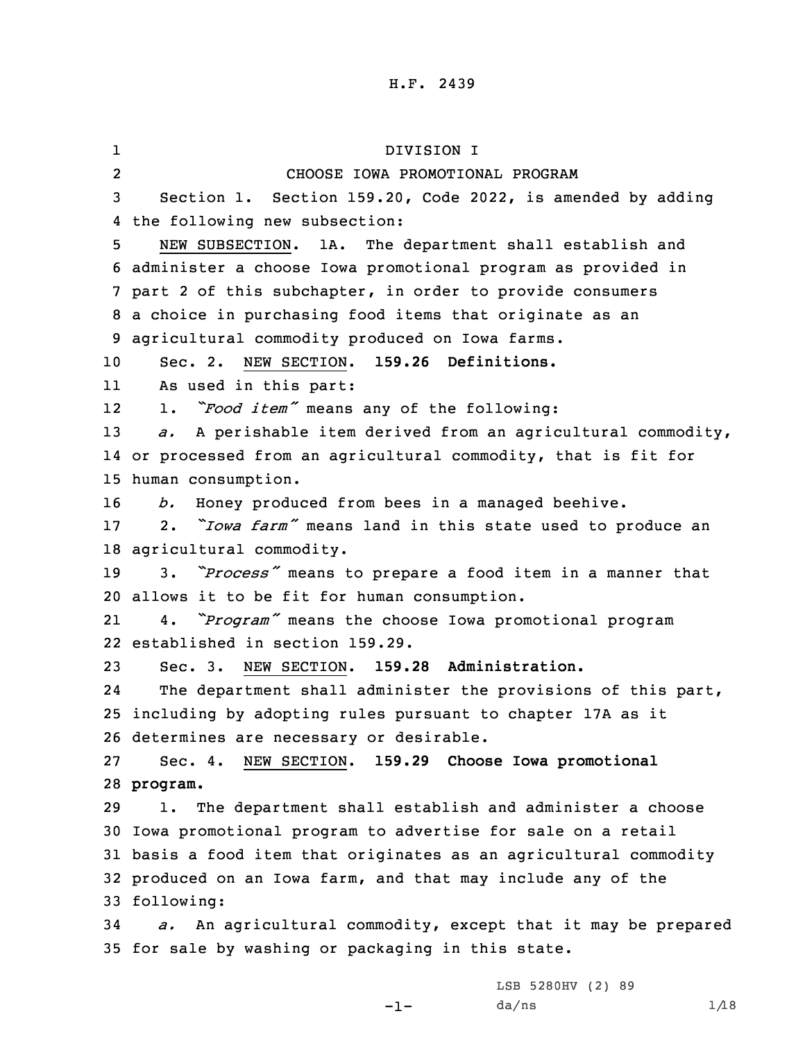DIVISION I

CHOOSE IOWA PROMOTIONAL PROGRAM

Section 1. Section 159.20, Code 2022, is amended by adding the following new subsection:

NEW SUBSECTION. 1A. The department shall establish and administer a choose Iowa promotional program as provided in part 2 of this subchapter, in order to provide consumers a choice in purchasing food items that originate as an agricultural commodity produced on Iowa farms.

Sec. 2. NEW SECTION. **159.26 Definitions.**

As used in this part:

1. *"Food item"* means any of the following:

*a.* A perishable item derived from an agricultural commodity, or processed from an agricultural commodity, that is fit for human consumption.

*b.* Honey produced from bees in a managed beehive.

2. *"Iowa farm"* means land in this state used to produce an agricultural commodity.

3. *"Process"* means to prepare a food item in a manner that allows it to be fit for human consumption.

4. *"Program"* means the choose Iowa promotional program established in section 159.29.

Sec. 3. NEW SECTION. **159.28 Administration.**

The department shall administer the provisions of this part, including by adopting rules pursuant to chapter 17A as it determines are necessary or desirable.

Sec. 4. NEW SECTION. **159.29 Choose Iowa promotional program.**

1. The department shall establish and administer a choose Iowa promotional program to advertise for sale on a retail basis a food item that originates as an agricultural commodity produced on an Iowa farm, and that may include any of the following:

*a.* An agricultural commodity, except that it may be prepared for sale by washing or packaging in this state.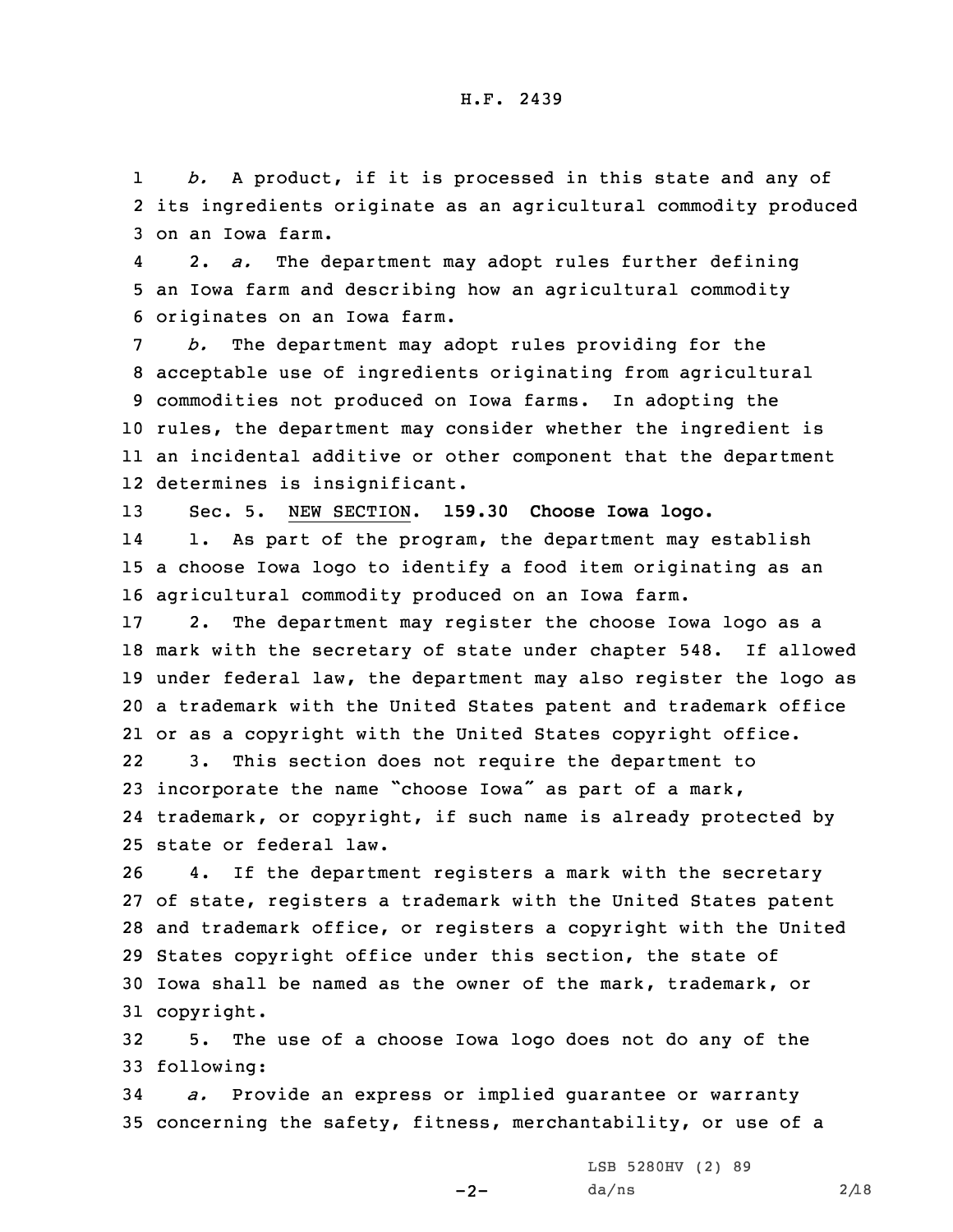*b.* A product, if it is processed in this state and any of its ingredients originate as an agricultural commodity produced on an Iowa farm.

2. *a.* The department may adopt rules further defining an Iowa farm and describing how an agricultural commodity originates on an Iowa farm.

*b.* The department may adopt rules providing for the acceptable use of ingredients originating from agricultural commodities not produced on Iowa farms. In adopting the rules, the department may consider whether the ingredient is an incidental additive or other component that the department determines is insignificant.

Sec. 5. NEW SECTION. **159.30 Choose Iowa logo.**

1. As part of the program, the department may establish a choose Iowa logo to identify a food item originating as an agricultural commodity produced on an Iowa farm.

2. The department may register the choose Iowa logo as a mark with the secretary of state under chapter 548. If allowed under federal law, the department may also register the logo as a trademark with the United States patent and trademark office or as a copyright with the United States copyright office.

3. This section does not require the department to incorporate the name "choose Iowa" as part of a mark, trademark, or copyright, if such name is already protected by state or federal law.

4. If the department registers a mark with the secretary of state, registers a trademark with the United States patent and trademark office, or registers a copyright with the United States copyright office under this section, the state of Iowa shall be named as the owner of the mark, trademark, or copyright.

5. The use of a choose Iowa logo does not do any of the following:

*a.* Provide an express or implied guarantee or warranty concerning the safety, fitness, merchantability, or use of a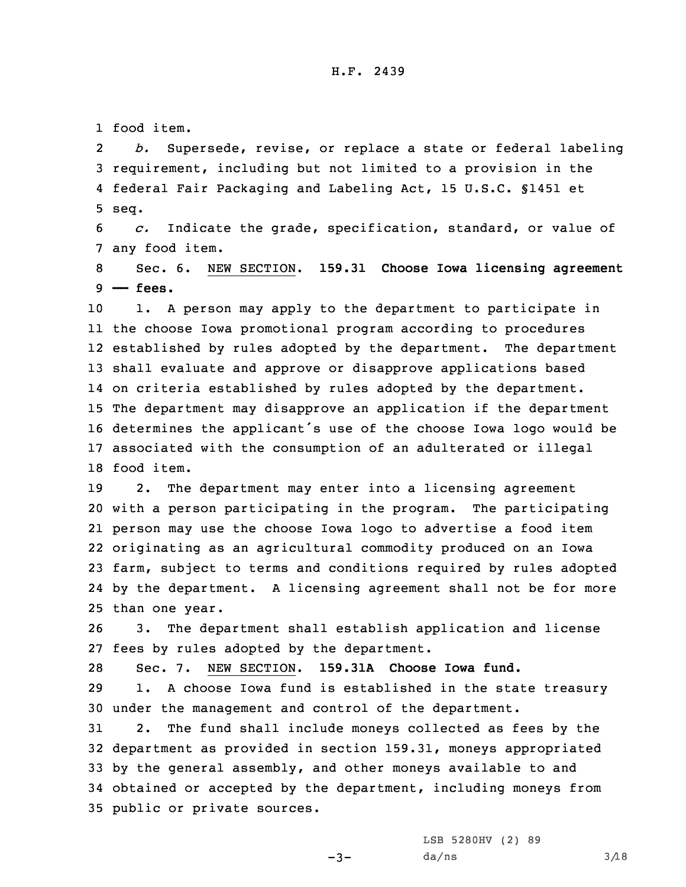food item.

*b.* Supersede, revise, or replace a state or federal labeling requirement, including but not limited to a provision in the federal Fair Packaging and Labeling Act, 15 U.S.C. §1451 et seq.

*c.* Indicate the grade, specification, standard, or value of any food item.

Sec. 6. NEW SECTION. **159.31 Choose Iowa licensing agreement — fees.**

1. A person may apply to the department to participate in the choose Iowa promotional program according to procedures established by rules adopted by the department. The department shall evaluate and approve or disapprove applications based on criteria established by rules adopted by the department. The department may disapprove an application if the department determines the applicant's use of the choose Iowa logo would be associated with the consumption of an adulterated or illegal food item.

2. The department may enter into a licensing agreement with a person participating in the program. The participating person may use the choose Iowa logo to advertise a food item originating as an agricultural commodity produced on an Iowa farm, subject to terms and conditions required by rules adopted by the department. A licensing agreement shall not be for more than one year.

3. The department shall establish application and license fees by rules adopted by the department.

Sec. 7. NEW SECTION. **159.31A Choose Iowa fund.**

1. A choose Iowa fund is established in the state treasury under the management and control of the department.

2. The fund shall include moneys collected as fees by the department as provided in section 159.31, moneys appropriated by the general assembly, and other moneys available to and obtained or accepted by the department, including moneys from public or private sources.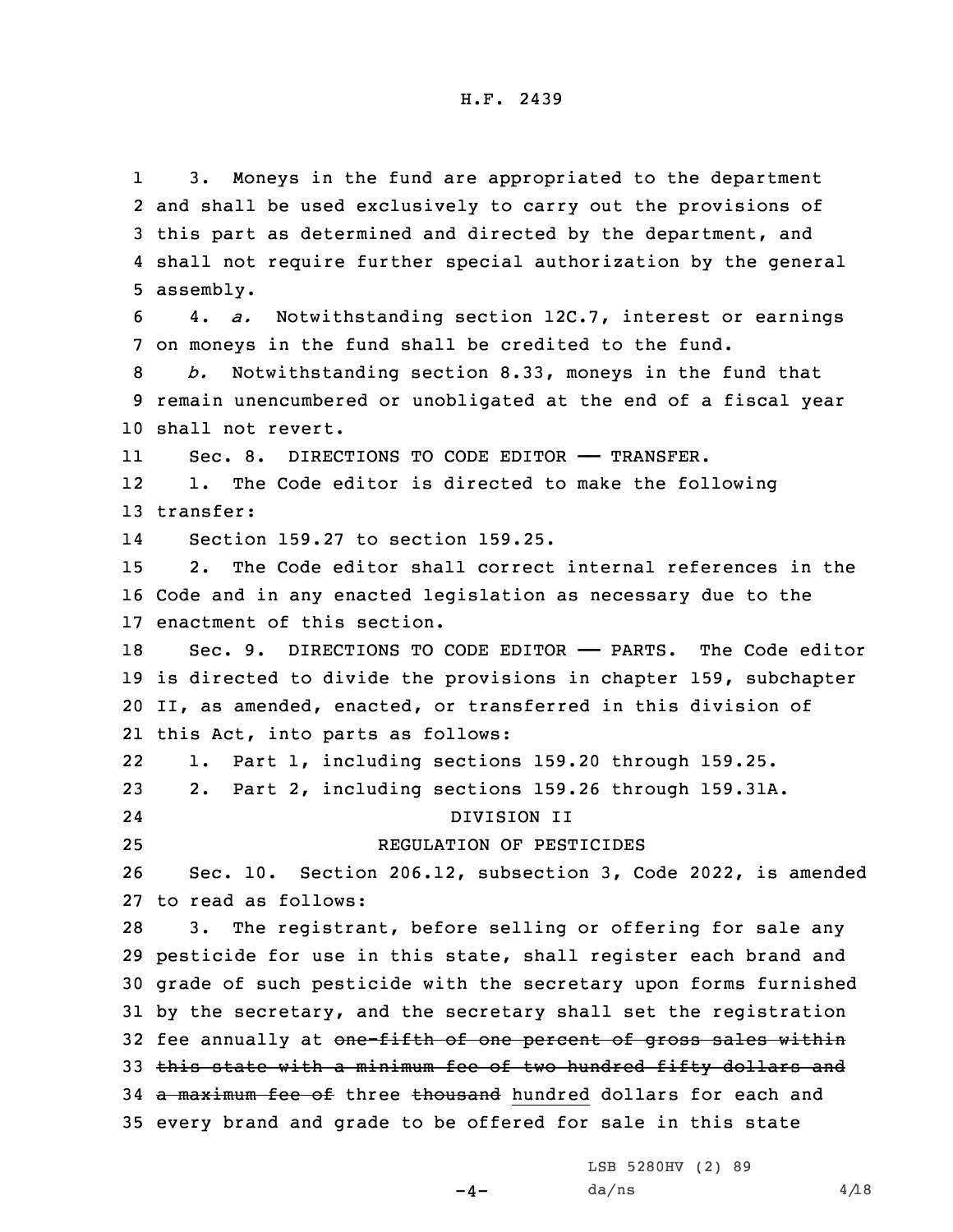3. Moneys in the fund are appropriated to the department and shall be used exclusively to carry out the provisions of this part as determined and directed by the department, and shall not require further special authorization by the general assembly.

4. *a.* Notwithstanding section 12C.7, interest or earnings on moneys in the fund shall be credited to the fund.

*b.* Notwithstanding section 8.33, moneys in the fund that remain unencumbered or unobligated at the end of a fiscal year shall not revert.

Sec. 8. DIRECTIONS TO CODE EDITOR —— TRANSFER.

1. The Code editor is directed to make the following transfer:

Section 159.27 to section 159.25.

2. The Code editor shall correct internal references in the Code and in any enacted legislation as necessary due to the enactment of this section.

Sec. 9. DIRECTIONS TO CODE EDITOR —— PARTS. The Code editor is directed to divide the provisions in chapter 159, subchapter II, as amended, enacted, or transferred in this division of this Act, into parts as follows:

1. Part 1, including sections 159.20 through 159.25.

2. Part 2, including sections 159.26 through 159.31A.

DIVISION II

REGULATION OF PESTICIDES

Sec. 10. Section 206.12, subsection 3, Code 2022, is amended to read as follows:

3. The registrant, before selling or offering for sale any pesticide for use in this state, shall register each brand and grade of such pesticide with the secretary upon forms furnished by the secretary, and the secretary shall set the registration fee annually at ~~one-fifth of one percent of gross sales within this state with a minimum fee of two hundred fifty dollars and a maximum fee of~~ three ~~thousand~~ hundred dollars for each and every brand and grade to be offered for sale in this state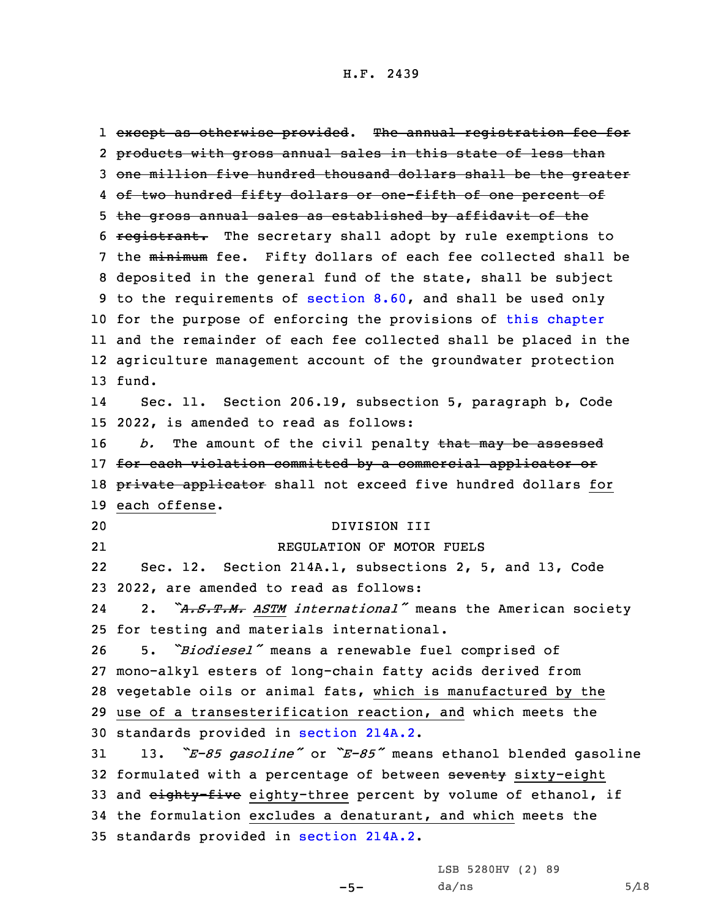~~except as otherwise provided~~. ~~The annual registration fee for products with gross annual sales in this state of less than one million five hundred thousand dollars shall be the greater of two hundred fifty dollars or one-fifth of one percent of the gross annual sales as established by affidavit of the registrant.~~ The secretary shall adopt by rule exemptions to the ~~minimum~~ fee. Fifty dollars of each fee collected shall be deposited in the general fund of the state, shall be subject to the requirements of section 8.60, and shall be used only for the purpose of enforcing the provisions of this chapter and the remainder of each fee collected shall be placed in the agriculture management account of the groundwater protection fund.

Sec. 11. Section 206.19, subsection 5, paragraph b, Code 2022, is amended to read as follows:

*b.* The amount of the civil penalty ~~that may be assessed for each violation committed by a commercial applicator or private applicator~~ shall not exceed five hundred dollars <u>for each offense</u>.

DIVISION III

REGULATION OF MOTOR FUELS

Sec. 12. Section 214A.1, subsections 2, 5, and 13, Code 2022, are amended to read as follows:

2. *"~~A.S.T.M.~~ <u>ASTM</u> international"* means the American society for testing and materials international.

5. *"Biodiesel"* means a renewable fuel comprised of mono-alkyl esters of long-chain fatty acids derived from vegetable oils or animal fats, <u>which is manufactured by the use of a transesterification reaction, and</u> which meets the standards provided in section 214A.2.

13. *"E-85 gasoline"* or *"E-85"* means ethanol blended gasoline formulated with a percentage of between ~~seventy~~ <u>sixty-eight</u> and ~~eighty-five~~ <u>eighty-three</u> percent by volume of ethanol, if the formulation <u>excludes a denaturant, and which</u> meets the standards provided in section 214A.2.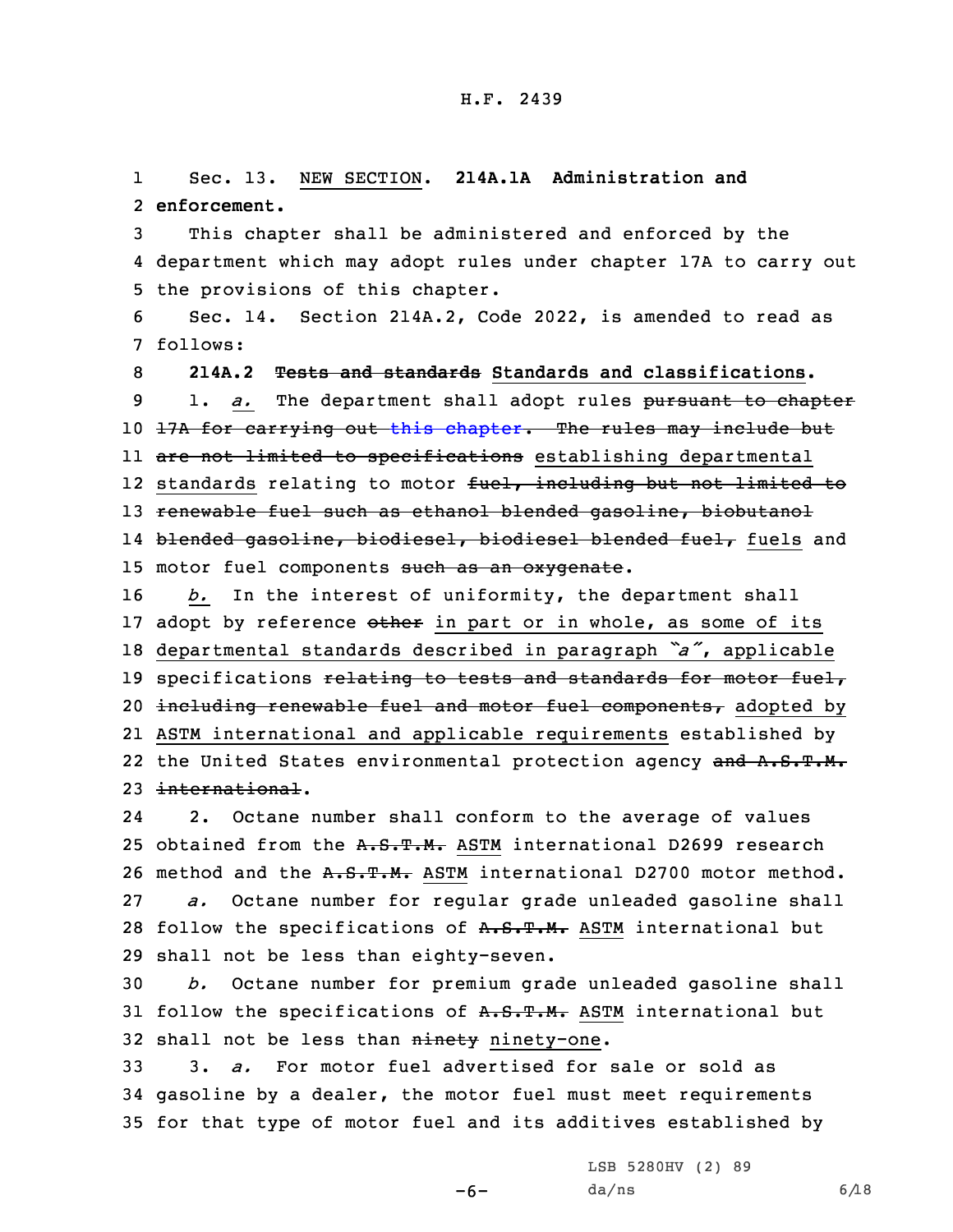Sec. 13. NEW SECTION. **214A.1A Administration and enforcement.**

This chapter shall be administered and enforced by the department which may adopt rules under chapter 17A to carry out the provisions of this chapter.

Sec. 14. Section 214A.2, Code 2022, is amended to read as follows:

**214A.2 ~~Tests and standards~~ Standards and classifications.**

1. *a.* The department shall adopt rules ~~pursuant to chapter 17A for carrying out this chapter. The rules may include but are not limited to specifications~~ establishing departmental standards relating to motor ~~fuel, including but not limited to renewable fuel such as ethanol blended gasoline, biobutanol blended gasoline, biodiesel, biodiesel blended fuel,~~ fuels and motor fuel components ~~such as an oxygenate~~.

*b.* In the interest of uniformity, the department shall adopt by reference ~~other~~ in part or in whole, as some of its departmental standards described in paragraph *"a"*, applicable specifications ~~relating to tests and standards for motor fuel, including renewable fuel and motor fuel components,~~ adopted by ASTM international and applicable requirements established by the United States environmental protection agency ~~and A.S.T.M. international~~.

2. Octane number shall conform to the average of values obtained from the ~~A.S.T.M.~~ ASTM international D2699 research method and the ~~A.S.T.M.~~ ASTM international D2700 motor method.

*a.* Octane number for regular grade unleaded gasoline shall follow the specifications of ~~A.S.T.M.~~ ASTM international but shall not be less than eighty-seven.

*b.* Octane number for premium grade unleaded gasoline shall follow the specifications of ~~A.S.T.M.~~ ASTM international but shall not be less than ~~ninety~~ ninety-one.

3. *a.* For motor fuel advertised for sale or sold as gasoline by a dealer, the motor fuel must meet requirements for that type of motor fuel and its additives established by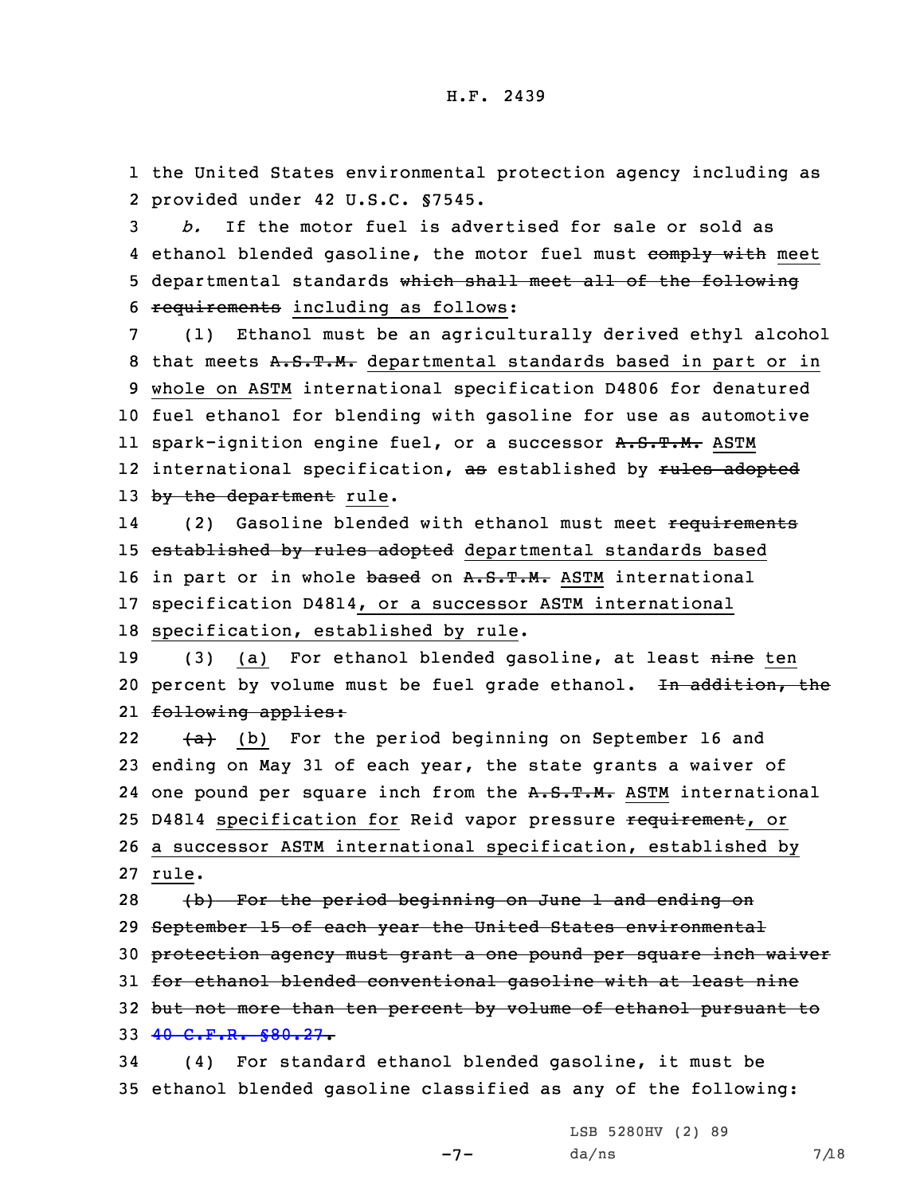1 the United States environmental protection agency including as
2 provided under 42 U.S.C. §7545.

3 *b.* If the motor fuel is advertised for sale or sold as
4 ethanol blended gasoline, the motor fuel must ~~comply with~~ meet
5 departmental standards ~~which shall meet all of the following~~
6 ~~requirements~~ including as follows:

7 (1) Ethanol must be an agriculturally derived ethyl alcohol
8 that meets ~~A.S.T.M.~~ departmental standards based in part or in
9 whole on ASTM international specification D4806 for denatured
10 fuel ethanol for blending with gasoline for use as automotive
11 spark-ignition engine fuel, or a successor ~~A.S.T.M.~~ ASTM
12 international specification, ~~as~~ established by ~~rules adopted~~
13 ~~by the department~~ rule.

14 (2) Gasoline blended with ethanol must meet ~~requirements~~
15 ~~established by rules adopted~~ departmental standards based
16 in part or in whole ~~based~~ on ~~A.S.T.M.~~ ASTM international
17 specification D4814, or a successor ASTM international
18 specification, established by rule.

19 (3) (a) For ethanol blended gasoline, at least ~~nine~~ ten
20 percent by volume must be fuel grade ethanol. ~~In addition, the~~
21 ~~following applies:~~

22 ~~(a)~~ (b) For the period beginning on September 16 and
23 ending on May 31 of each year, the state grants a waiver of
24 one pound per square inch from the ~~A.S.T.M.~~ ASTM international
25 D4814 specification for Reid vapor pressure ~~requirement~~, or
26 a successor ASTM international specification, established by
27 rule.

28 ~~(b) For the period beginning on June 1 and ending on~~
29 ~~September 15 of each year the United States environmental~~
30 ~~protection agency must grant a one pound per square inch waiver~~
31 ~~for ethanol blended conventional gasoline with at least nine~~
32 ~~but not more than ten percent by volume of ethanol pursuant to~~
33 ~~40 C.F.R. §80.27.~~

34 (4) For standard ethanol blended gasoline, it must be
35 ethanol blended gasoline classified as any of the following: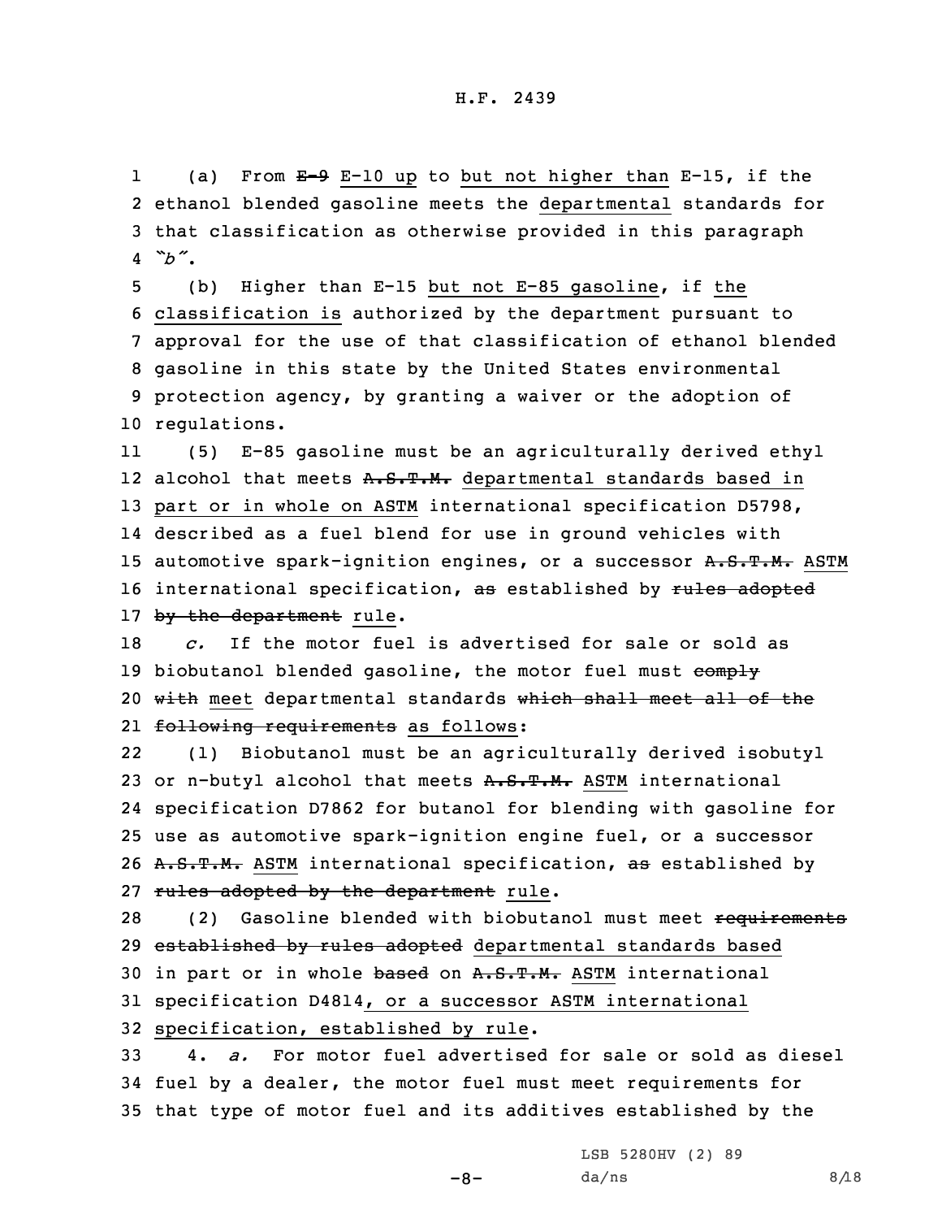(a) From ~~E-9~~ E-10 up to but not higher than E-15, if the ethanol blended gasoline meets the departmental standards for that classification as otherwise provided in this paragraph *"b"*.

(b) Higher than E-15 but not E-85 gasoline, if the classification is authorized by the department pursuant to approval for the use of that classification of ethanol blended gasoline in this state by the United States environmental protection agency, by granting a waiver or the adoption of regulations.

(5) E-85 gasoline must be an agriculturally derived ethyl alcohol that meets ~~A.S.T.M.~~ departmental standards based in part or in whole on ASTM international specification D5798, described as a fuel blend for use in ground vehicles with automotive spark-ignition engines, or a successor ~~A.S.T.M.~~ ASTM international specification, ~~as~~ established by ~~rules adopted by the department~~ rule.

*c.* If the motor fuel is advertised for sale or sold as biobutanol blended gasoline, the motor fuel must ~~comply with~~ meet departmental standards ~~which shall meet all of the following requirements~~ as follows:

(1) Biobutanol must be an agriculturally derived isobutyl or n-butyl alcohol that meets ~~A.S.T.M.~~ ASTM international specification D7862 for butanol for blending with gasoline for use as automotive spark-ignition engine fuel, or a successor ~~A.S.T.M.~~ ASTM international specification, ~~as~~ established by ~~rules adopted by the department~~ rule.

(2) Gasoline blended with biobutanol must meet ~~requirements established by rules adopted~~ departmental standards based in part or in whole ~~based~~ on ~~A.S.T.M.~~ ASTM international specification D4814, or a successor ASTM international specification, established by rule.

4. *a.* For motor fuel advertised for sale or sold as diesel fuel by a dealer, the motor fuel must meet requirements for that type of motor fuel and its additives established by the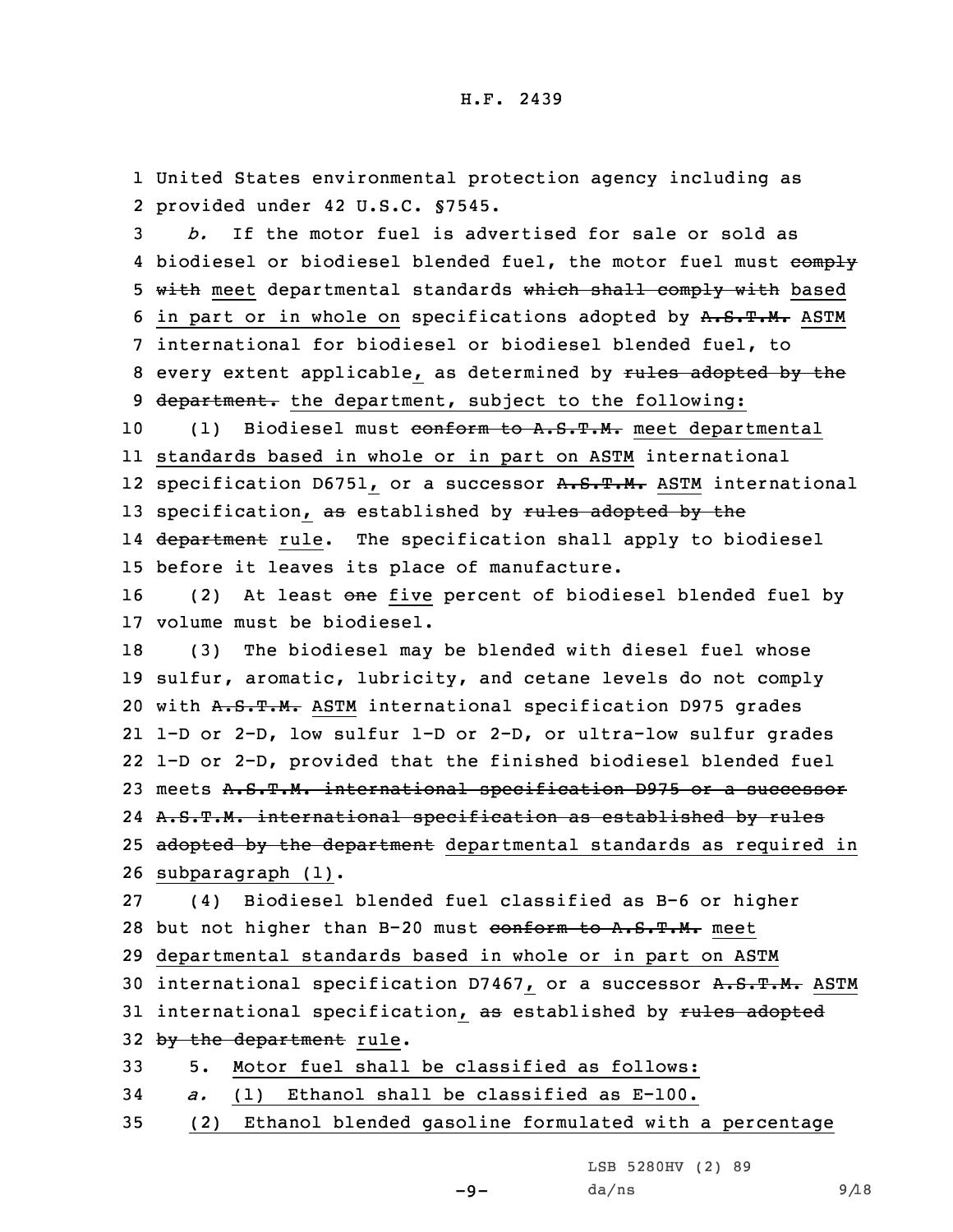United States environmental protection agency including as provided under 42 U.S.C. §7545.

*b.* If the motor fuel is advertised for sale or sold as biodiesel or biodiesel blended fuel, the motor fuel must ~~comply with~~ meet departmental standards ~~which shall comply with~~ based in part or in whole on specifications adopted by ~~A.S.T.M.~~ ASTM international for biodiesel or biodiesel blended fuel, to every extent applicable, as determined by ~~rules adopted by the department.~~ the department, subject to the following:

(1) Biodiesel must ~~conform to A.S.T.M.~~ meet departmental standards based in whole or in part on ASTM international specification D6751, or a successor ~~A.S.T.M.~~ ASTM international specification, ~~as~~ established by ~~rules adopted by the department~~ rule. The specification shall apply to biodiesel before it leaves its place of manufacture.

(2) At least ~~one~~ five percent of biodiesel blended fuel by volume must be biodiesel.

(3) The biodiesel may be blended with diesel fuel whose sulfur, aromatic, lubricity, and cetane levels do not comply with ~~A.S.T.M.~~ ASTM international specification D975 grades 1-D or 2-D, low sulfur 1-D or 2-D, or ultra-low sulfur grades 1-D or 2-D, provided that the finished biodiesel blended fuel meets ~~A.S.T.M. international specification D975 or a successor A.S.T.M. international specification as established by rules adopted by the department~~ departmental standards as required in subparagraph (1).

(4) Biodiesel blended fuel classified as B-6 or higher but not higher than B-20 must ~~conform to A.S.T.M.~~ meet departmental standards based in whole or in part on ASTM international specification D7467, or a successor ~~A.S.T.M.~~ ASTM international specification, ~~as~~ established by ~~rules adopted by the department~~ rule.

5. Motor fuel shall be classified as follows:

*a.* (1) Ethanol shall be classified as E-100.

(2) Ethanol blended gasoline formulated with a percentage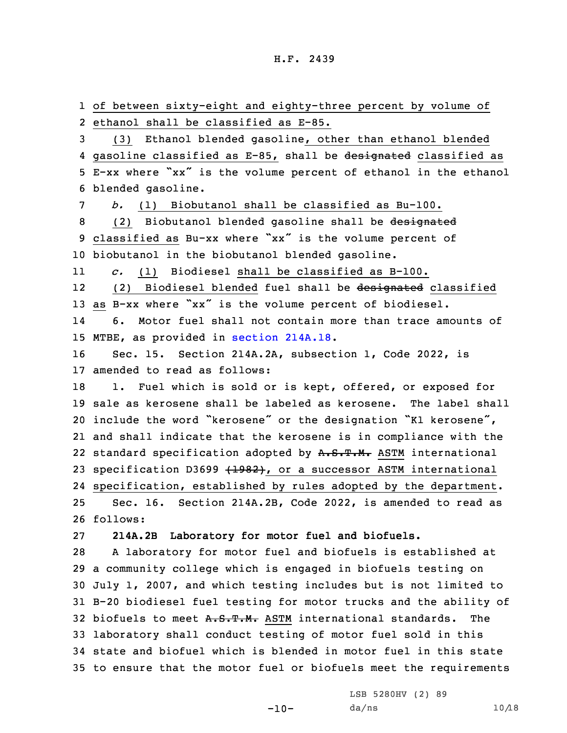of between sixty-eight and eighty-three percent by volume of ethanol shall be classified as E-85.

(3) Ethanol blended gasoline, other than ethanol blended gasoline classified as E-85, shall be ~~designated~~ classified as E-xx where "xx" is the volume percent of ethanol in the ethanol blended gasoline.

*b.* (1) Biobutanol shall be classified as Bu-100.

(2) Biobutanol blended gasoline shall be ~~designated~~ classified as Bu-xx where "xx" is the volume percent of biobutanol in the biobutanol blended gasoline.

*c.* (1) Biodiesel shall be classified as B-100.

(2) Biodiesel blended fuel shall be ~~designated~~ classified as B-xx where "xx" is the volume percent of biodiesel.

6. Motor fuel shall not contain more than trace amounts of MTBE, as provided in section 214A.18.

Sec. 15. Section 214A.2A, subsection 1, Code 2022, is amended to read as follows:

1. Fuel which is sold or is kept, offered, or exposed for sale as kerosene shall be labeled as kerosene. The label shall include the word "kerosene" or the designation "K1 kerosene", and shall indicate that the kerosene is in compliance with the standard specification adopted by ~~A.S.T.M.~~ ASTM international specification D3699 ~~(1982)~~, or a successor ASTM international specification, established by rules adopted by the department.

Sec. 16. Section 214A.2B, Code 2022, is amended to read as follows:

**214A.2B Laboratory for motor fuel and biofuels.**

A laboratory for motor fuel and biofuels is established at a community college which is engaged in biofuels testing on July 1, 2007, and which testing includes but is not limited to B-20 biodiesel fuel testing for motor trucks and the ability of biofuels to meet ~~A.S.T.M.~~ ASTM international standards. The laboratory shall conduct testing of motor fuel sold in this state and biofuel which is blended in motor fuel in this state to ensure that the motor fuel or biofuels meet the requirements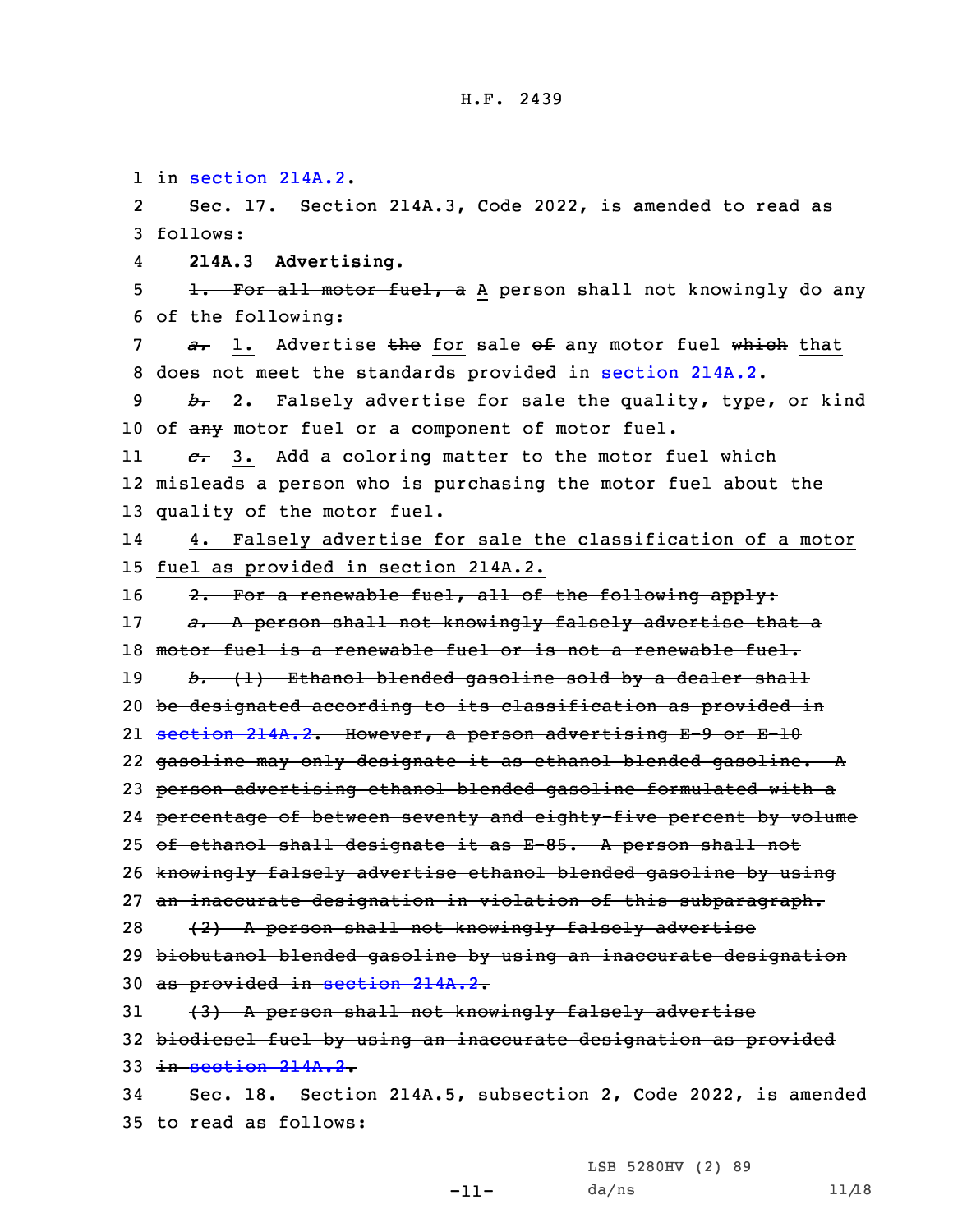in section 214A.2.

Sec. 17. Section 214A.3, Code 2022, is amended to read as follows:

**214A.3 Advertising.**

~~1. For all motor fuel, a~~ A person shall not knowingly do any of the following:

~~*a.*~~ 1. Advertise ~~the~~ for sale ~~of~~ any motor fuel ~~which~~ that does not meet the standards provided in section 214A.2.

~~*b.*~~ 2. Falsely advertise for sale the quality, type, or kind of ~~any~~ motor fuel or a component of motor fuel.

~~*c.*~~ 3. Add a coloring matter to the motor fuel which misleads a person who is purchasing the motor fuel about the quality of the motor fuel.

4. Falsely advertise for sale the classification of a motor fuel as provided in section 214A.2.

~~2. For a renewable fuel, all of the following apply:~~

~~*a.* A person shall not knowingly falsely advertise that a motor fuel is a renewable fuel or is not a renewable fuel.~~

~~*b.* (1) Ethanol blended gasoline sold by a dealer shall be designated according to its classification as provided in section 214A.2. However, a person advertising E-9 or E-10 gasoline may only designate it as ethanol blended gasoline. A person advertising ethanol blended gasoline formulated with a percentage of between seventy and eighty-five percent by volume of ethanol shall designate it as E-85. A person shall not knowingly falsely advertise ethanol blended gasoline by using an inaccurate designation in violation of this subparagraph.~~

~~(2) A person shall not knowingly falsely advertise biobutanol blended gasoline by using an inaccurate designation as provided in section 214A.2.~~

~~(3) A person shall not knowingly falsely advertise biodiesel fuel by using an inaccurate designation as provided in section 214A.2.~~

Sec. 18. Section 214A.5, subsection 2, Code 2022, is amended to read as follows: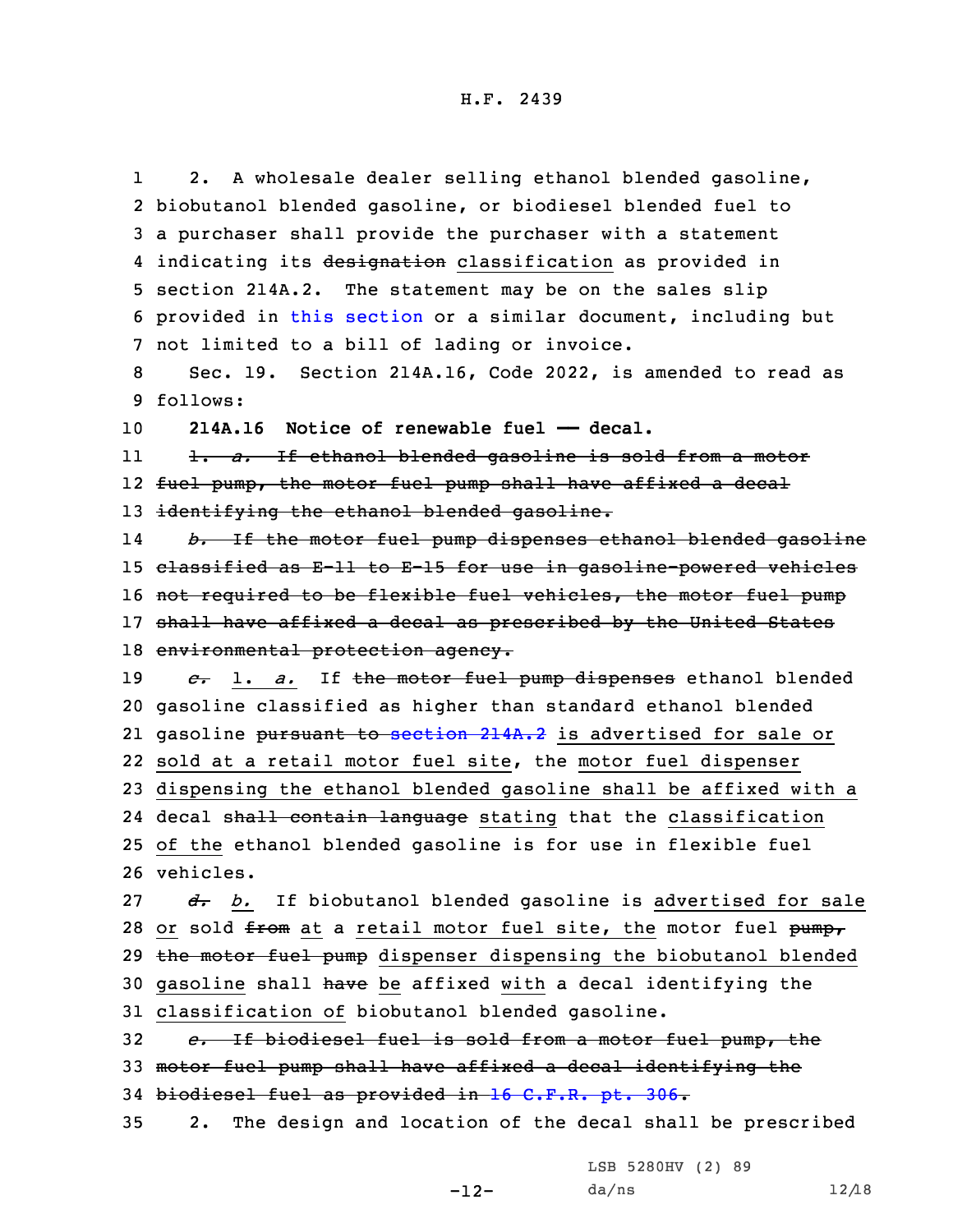2. A wholesale dealer selling ethanol blended gasoline, biobutanol blended gasoline, or biodiesel blended fuel to a purchaser shall provide the purchaser with a statement indicating its ~~designation~~ classification as provided in section 214A.2. The statement may be on the sales slip provided in this section or a similar document, including but not limited to a bill of lading or invoice.

Sec. 19. Section 214A.16, Code 2022, is amended to read as follows:

**214A.16 Notice of renewable fuel — decal.**

~~1. *a.* If ethanol blended gasoline is sold from a motor fuel pump, the motor fuel pump shall have affixed a decal identifying the ethanol blended gasoline.~~

~~*b.* If the motor fuel pump dispenses ethanol blended gasoline classified as E-11 to E-15 for use in gasoline-powered vehicles not required to be flexible fuel vehicles, the motor fuel pump shall have affixed a decal as prescribed by the United States environmental protection agency.~~

~~*c.*~~ 1. *a.* If ~~the motor fuel pump dispenses~~ ethanol blended gasoline classified as higher than standard ethanol blended gasoline ~~pursuant to section 214A.2~~ is advertised for sale or sold at a retail motor fuel site, the motor fuel dispenser dispensing the ethanol blended gasoline shall be affixed with a decal ~~shall contain language~~ stating that the classification of the ethanol blended gasoline is for use in flexible fuel vehicles.

~~*d.*~~ *b.* If biobutanol blended gasoline is advertised for sale or sold ~~from~~ at a retail motor fuel site, the motor fuel ~~pump, the motor fuel pump~~ dispenser dispensing the biobutanol blended gasoline shall ~~have~~ be affixed with a decal identifying the classification of biobutanol blended gasoline.

~~*e.* If biodiesel fuel is sold from a motor fuel pump, the motor fuel pump shall have affixed a decal identifying the biodiesel fuel as provided in 16 C.F.R. pt. 306.~~

2. The design and location of the decal shall be prescribed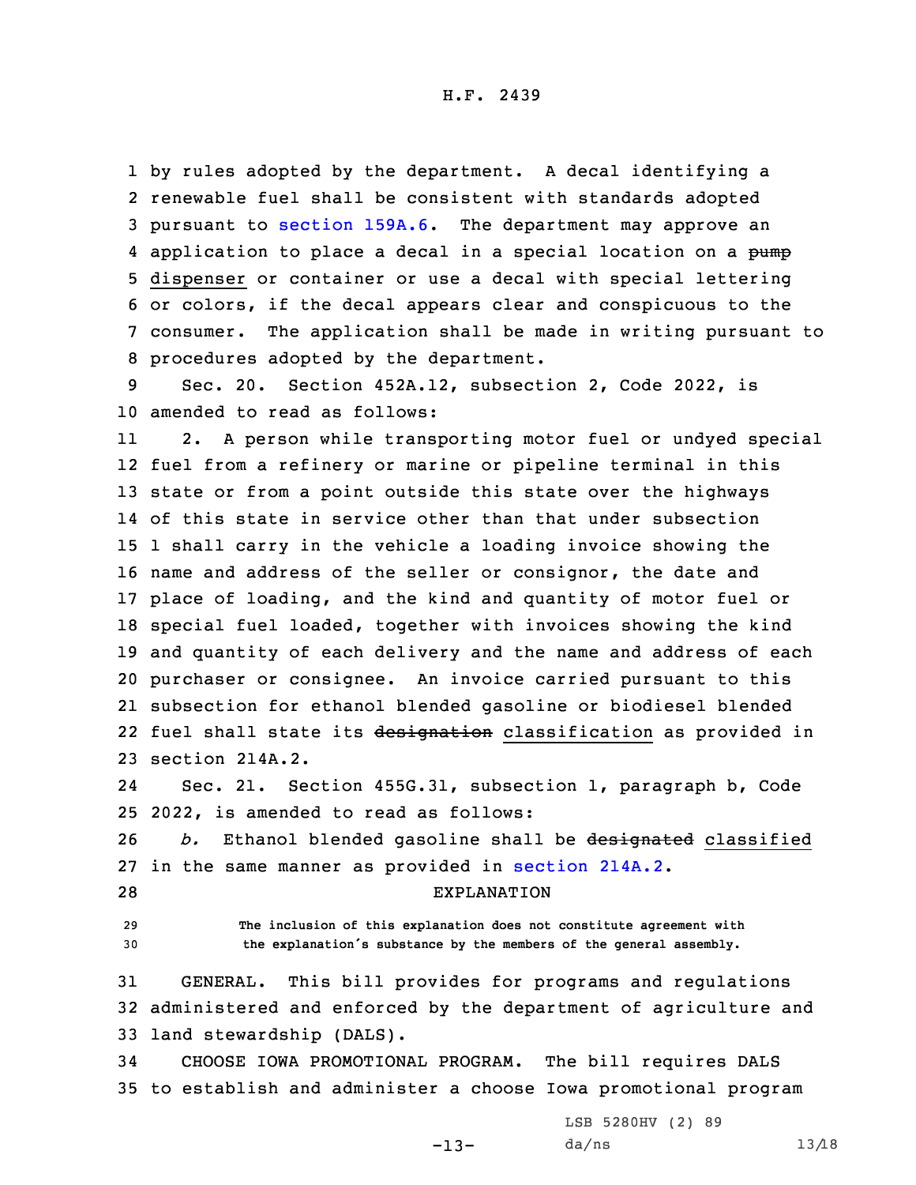by rules adopted by the department. A decal identifying a renewable fuel shall be consistent with standards adopted pursuant to section 159A.6. The department may approve an application to place a decal in a special location on a ~~pump~~ dispenser or container or use a decal with special lettering or colors, if the decal appears clear and conspicuous to the consumer. The application shall be made in writing pursuant to procedures adopted by the department.

Sec. 20. Section 452A.12, subsection 2, Code 2022, is amended to read as follows:

2. A person while transporting motor fuel or undyed special fuel from a refinery or marine or pipeline terminal in this state or from a point outside this state over the highways of this state in service other than that under subsection 1 shall carry in the vehicle a loading invoice showing the name and address of the seller or consignor, the date and place of loading, and the kind and quantity of motor fuel or special fuel loaded, together with invoices showing the kind and quantity of each delivery and the name and address of each purchaser or consignee. An invoice carried pursuant to this subsection for ethanol blended gasoline or biodiesel blended fuel shall state its ~~designation~~ classification as provided in section 214A.2.

Sec. 21. Section 455G.31, subsection 1, paragraph b, Code 2022, is amended to read as follows:

*b.* Ethanol blended gasoline shall be ~~designated~~ classified in the same manner as provided in section 214A.2.

EXPLANATION

The inclusion of this explanation does not constitute agreement with the explanation's substance by the members of the general assembly.

GENERAL. This bill provides for programs and regulations administered and enforced by the department of agriculture and land stewardship (DALS).

CHOOSE IOWA PROMOTIONAL PROGRAM. The bill requires DALS to establish and administer a choose Iowa promotional program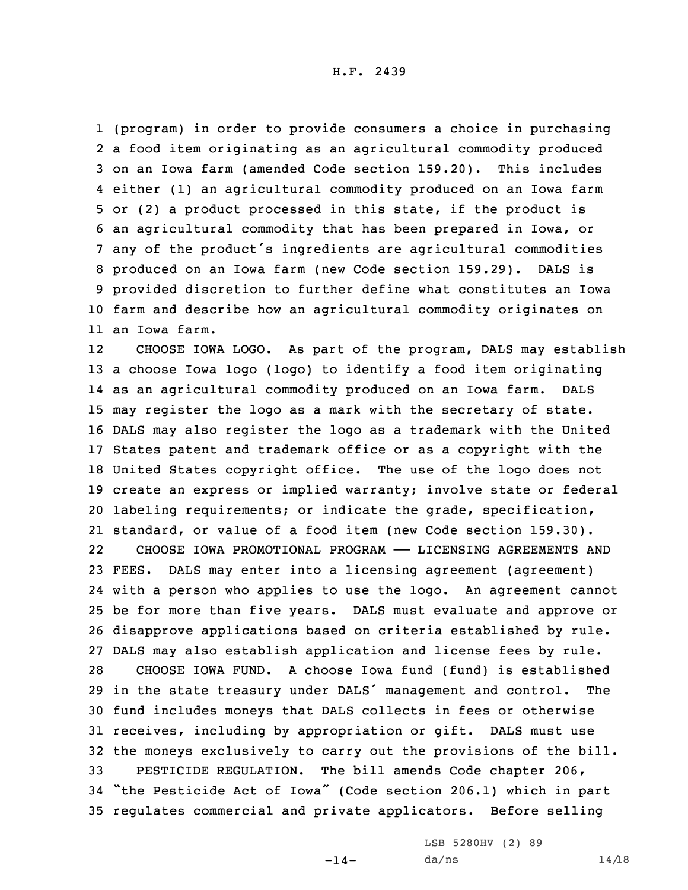(program) in order to provide consumers a choice in purchasing a food item originating as an agricultural commodity produced on an Iowa farm (amended Code section 159.20). This includes either (1) an agricultural commodity produced on an Iowa farm or (2) a product processed in this state, if the product is an agricultural commodity that has been prepared in Iowa, or any of the product's ingredients are agricultural commodities produced on an Iowa farm (new Code section 159.29). DALS is provided discretion to further define what constitutes an Iowa farm and describe how an agricultural commodity originates on an Iowa farm.

CHOOSE IOWA LOGO. As part of the program, DALS may establish a choose Iowa logo (logo) to identify a food item originating as an agricultural commodity produced on an Iowa farm. DALS may register the logo as a mark with the secretary of state. DALS may also register the logo as a trademark with the United States patent and trademark office or as a copyright with the United States copyright office. The use of the logo does not create an express or implied warranty; involve state or federal labeling requirements; or indicate the grade, specification, standard, or value of a food item (new Code section 159.30).

CHOOSE IOWA PROMOTIONAL PROGRAM —— LICENSING AGREEMENTS AND FEES. DALS may enter into a licensing agreement (agreement) with a person who applies to use the logo. An agreement cannot be for more than five years. DALS must evaluate and approve or disapprove applications based on criteria established by rule. DALS may also establish application and license fees by rule.

CHOOSE IOWA FUND. A choose Iowa fund (fund) is established in the state treasury under DALS' management and control. The fund includes moneys that DALS collects in fees or otherwise receives, including by appropriation or gift. DALS must use the moneys exclusively to carry out the provisions of the bill.

PESTICIDE REGULATION. The bill amends Code chapter 206, "the Pesticide Act of Iowa" (Code section 206.1) which in part regulates commercial and private applicators. Before selling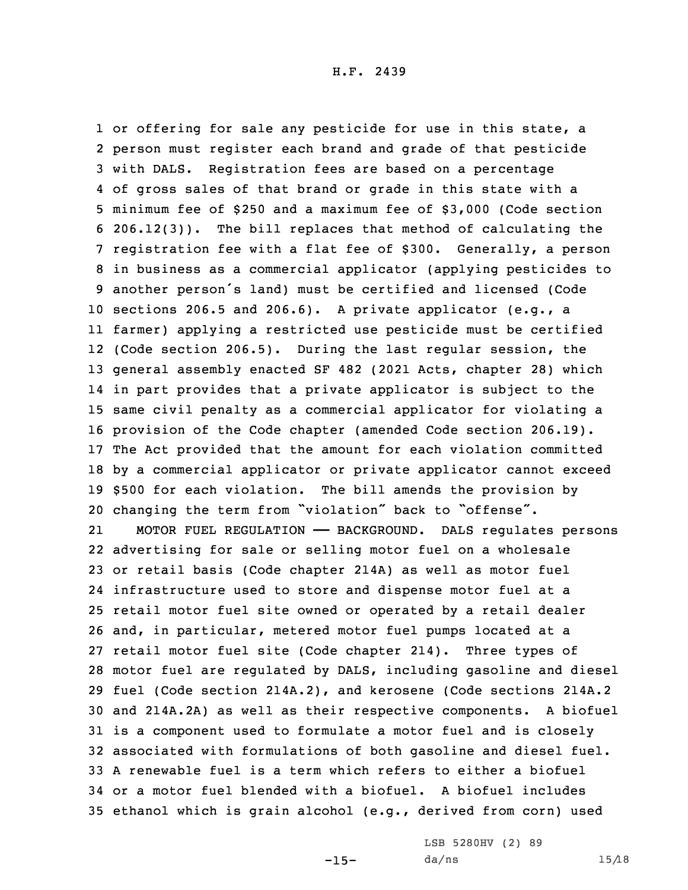or offering for sale any pesticide for use in this state, a person must register each brand and grade of that pesticide with DALS. Registration fees are based on a percentage of gross sales of that brand or grade in this state with a minimum fee of $250 and a maximum fee of $3,000 (Code section 206.12(3)). The bill replaces that method of calculating the registration fee with a flat fee of $300. Generally, a person in business as a commercial applicator (applying pesticides to another person's land) must be certified and licensed (Code sections 206.5 and 206.6). A private applicator (e.g., a farmer) applying a restricted use pesticide must be certified (Code section 206.5). During the last regular session, the general assembly enacted SF 482 (2021 Acts, chapter 28) which in part provides that a private applicator is subject to the same civil penalty as a commercial applicator for violating a provision of the Code chapter (amended Code section 206.19). The Act provided that the amount for each violation committed by a commercial applicator or private applicator cannot exceed $500 for each violation. The bill amends the provision by changing the term from "violation" back to "offense".

MOTOR FUEL REGULATION —— BACKGROUND. DALS regulates persons advertising for sale or selling motor fuel on a wholesale or retail basis (Code chapter 214A) as well as motor fuel infrastructure used to store and dispense motor fuel at a retail motor fuel site owned or operated by a retail dealer and, in particular, metered motor fuel pumps located at a retail motor fuel site (Code chapter 214). Three types of motor fuel are regulated by DALS, including gasoline and diesel fuel (Code section 214A.2), and kerosene (Code sections 214A.2 and 214A.2A) as well as their respective components. A biofuel is a component used to formulate a motor fuel and is closely associated with formulations of both gasoline and diesel fuel. A renewable fuel is a term which refers to either a biofuel or a motor fuel blended with a biofuel. A biofuel includes ethanol which is grain alcohol (e.g., derived from corn) used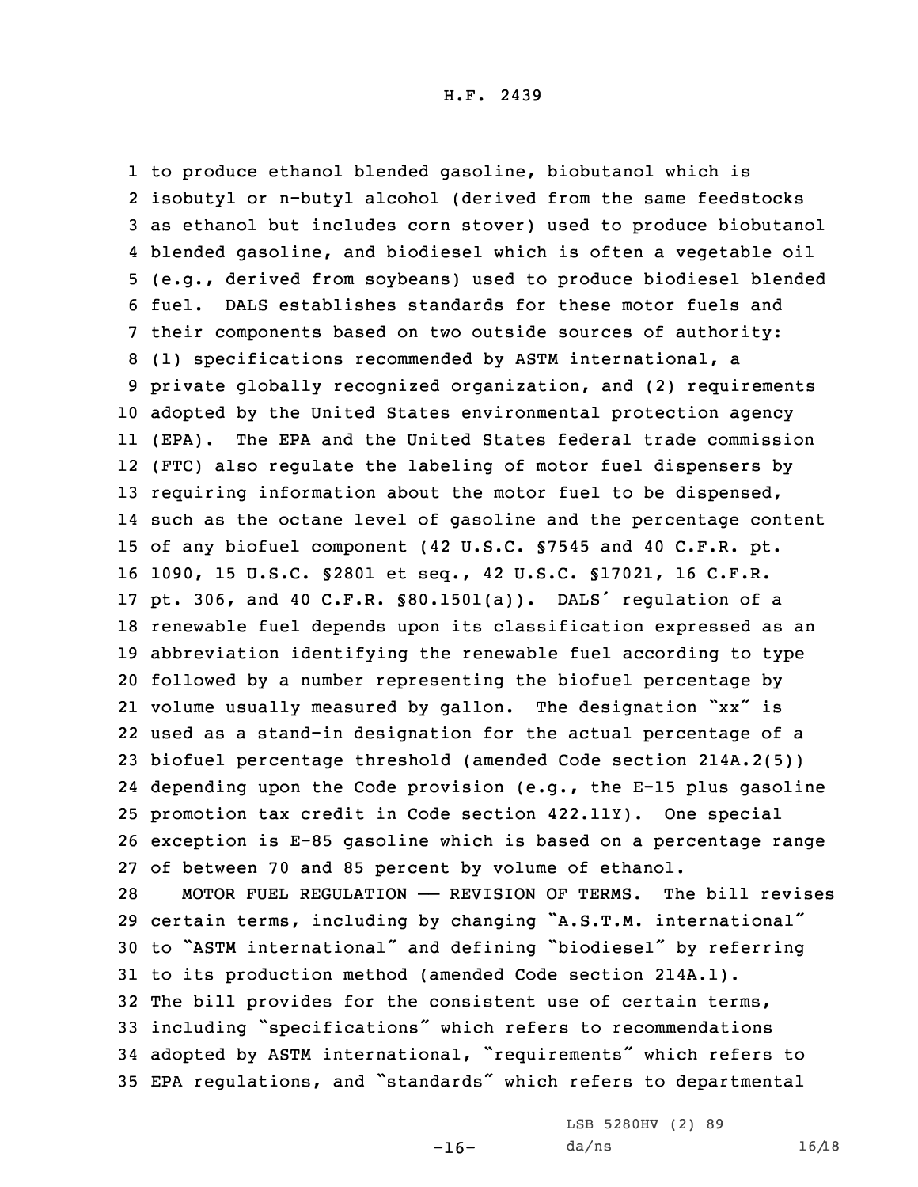to produce ethanol blended gasoline, biobutanol which is isobutyl or n-butyl alcohol (derived from the same feedstocks as ethanol but includes corn stover) used to produce biobutanol blended gasoline, and biodiesel which is often a vegetable oil (e.g., derived from soybeans) used to produce biodiesel blended fuel. DALS establishes standards for these motor fuels and their components based on two outside sources of authority: (1) specifications recommended by ASTM international, a private globally recognized organization, and (2) requirements adopted by the United States environmental protection agency (EPA). The EPA and the United States federal trade commission (FTC) also regulate the labeling of motor fuel dispensers by requiring information about the motor fuel to be dispensed, such as the octane level of gasoline and the percentage content of any biofuel component (42 U.S.C. §7545 and 40 C.F.R. pt. 1090, 15 U.S.C. §2801 et seq., 42 U.S.C. §17021, 16 C.F.R. pt. 306, and 40 C.F.R. §80.1501(a)). DALS' regulation of a renewable fuel depends upon its classification expressed as an abbreviation identifying the renewable fuel according to type followed by a number representing the biofuel percentage by volume usually measured by gallon. The designation "xx" is used as a stand-in designation for the actual percentage of a biofuel percentage threshold (amended Code section 214A.2(5)) depending upon the Code provision (e.g., the E-15 plus gasoline promotion tax credit in Code section 422.11Y). One special exception is E-85 gasoline which is based on a percentage range of between 70 and 85 percent by volume of ethanol.

MOTOR FUEL REGULATION —— REVISION OF TERMS. The bill revises certain terms, including by changing "A.S.T.M. international" to "ASTM international" and defining "biodiesel" by referring to its production method (amended Code section 214A.1). The bill provides for the consistent use of certain terms, including "specifications" which refers to recommendations adopted by ASTM international, "requirements" which refers to EPA regulations, and "standards" which refers to departmental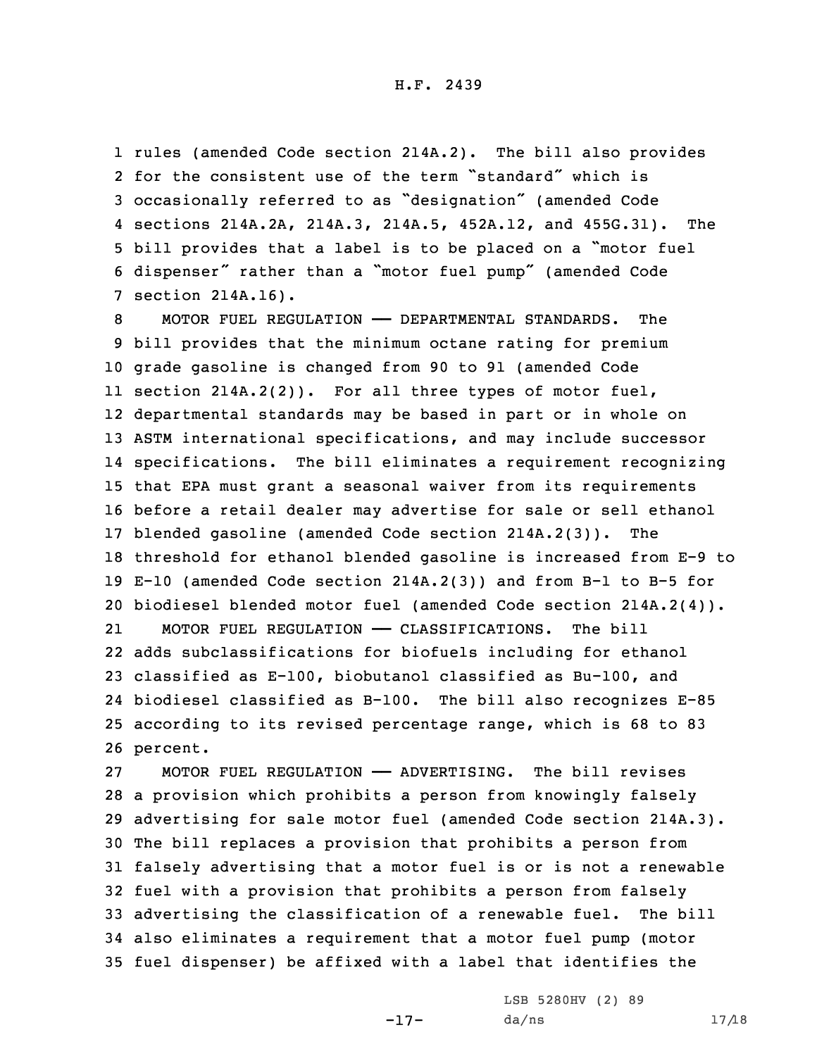rules (amended Code section 214A.2). The bill also provides for the consistent use of the term "standard" which is occasionally referred to as "designation" (amended Code sections 214A.2A, 214A.3, 214A.5, 452A.12, and 455G.31). The bill provides that a label is to be placed on a "motor fuel dispenser" rather than a "motor fuel pump" (amended Code section 214A.16).

MOTOR FUEL REGULATION —— DEPARTMENTAL STANDARDS. The bill provides that the minimum octane rating for premium grade gasoline is changed from 90 to 91 (amended Code section 214A.2(2)). For all three types of motor fuel, departmental standards may be based in part or in whole on ASTM international specifications, and may include successor specifications. The bill eliminates a requirement recognizing that EPA must grant a seasonal waiver from its requirements before a retail dealer may advertise for sale or sell ethanol blended gasoline (amended Code section 214A.2(3)). The threshold for ethanol blended gasoline is increased from E-9 to E-10 (amended Code section 214A.2(3)) and from B-1 to B-5 for biodiesel blended motor fuel (amended Code section 214A.2(4)).

MOTOR FUEL REGULATION —— CLASSIFICATIONS. The bill adds subclassifications for biofuels including for ethanol classified as E-100, biobutanol classified as Bu-100, and biodiesel classified as B-100. The bill also recognizes E-85 according to its revised percentage range, which is 68 to 83 percent.

MOTOR FUEL REGULATION —— ADVERTISING. The bill revises a provision which prohibits a person from knowingly falsely advertising for sale motor fuel (amended Code section 214A.3). The bill replaces a provision that prohibits a person from falsely advertising that a motor fuel is or is not a renewable fuel with a provision that prohibits a person from falsely advertising the classification of a renewable fuel. The bill also eliminates a requirement that a motor fuel pump (motor fuel dispenser) be affixed with a label that identifies the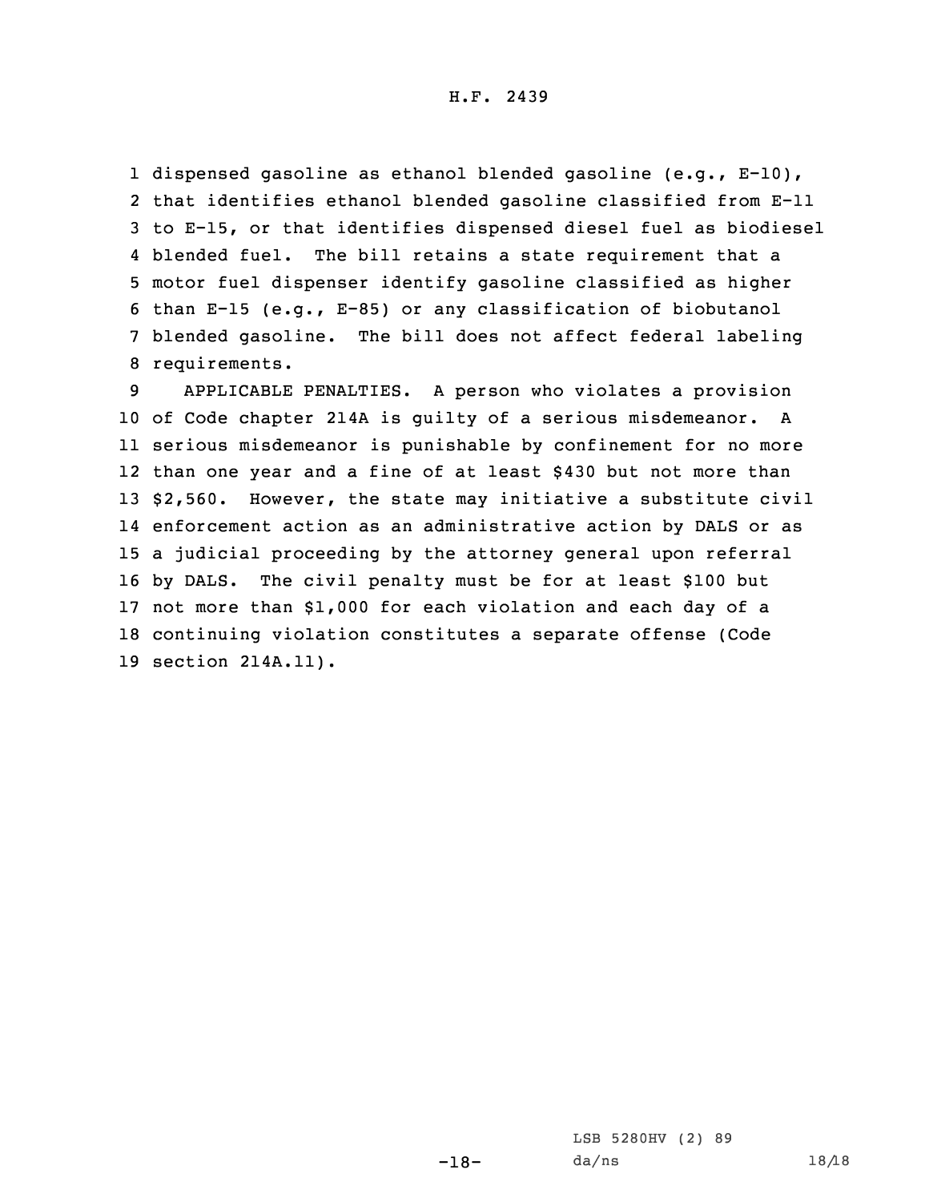dispensed gasoline as ethanol blended gasoline (e.g., E-10), that identifies ethanol blended gasoline classified from E-11 to E-15, or that identifies dispensed diesel fuel as biodiesel blended fuel. The bill retains a state requirement that a motor fuel dispenser identify gasoline classified as higher than E-15 (e.g., E-85) or any classification of biobutanol blended gasoline. The bill does not affect federal labeling requirements.

APPLICABLE PENALTIES. A person who violates a provision of Code chapter 214A is guilty of a serious misdemeanor. A serious misdemeanor is punishable by confinement for no more than one year and a fine of at least $430 but not more than $2,560. However, the state may initiative a substitute civil enforcement action as an administrative action by DALS or as a judicial proceeding by the attorney general upon referral by DALS. The civil penalty must be for at least $100 but not more than $1,000 for each violation and each day of a continuing violation constitutes a separate offense (Code section 214A.11).